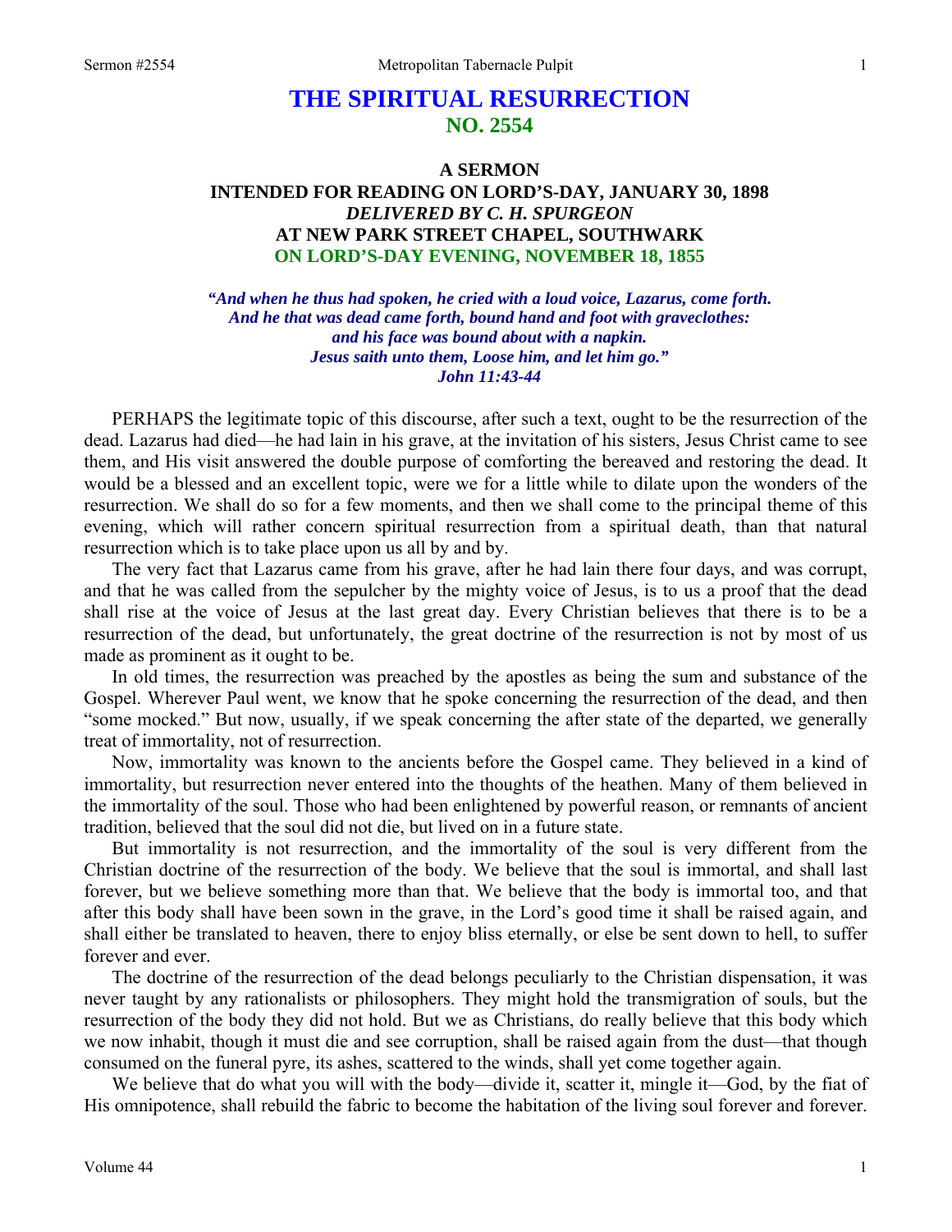# THE SPIRITUAL RESURRECTION
## NO. 2554

### A SERMON
### INTENDED FOR READING ON LORD'S-DAY, JANUARY 30, 1898
### *DELIVERED BY C. H. SPURGEON*
### AT NEW PARK STREET CHAPEL, SOUTHWARK
### ON LORD'S-DAY EVENING, NOVEMBER 18, 1855

***"And when he thus had spoken, he cried with a loud voice, Lazarus, come forth. And he that was dead came forth, bound hand and foot with graveclothes: and his face was bound about with a napkin. Jesus saith unto them, Loose him, and let him go." John 11:43-44***

PERHAPS the legitimate topic of this discourse, after such a text, ought to be the resurrection of the dead. Lazarus had died—he had lain in his grave, at the invitation of his sisters, Jesus Christ came to see them, and His visit answered the double purpose of comforting the bereaved and restoring the dead. It would be a blessed and an excellent topic, were we for a little while to dilate upon the wonders of the resurrection. We shall do so for a few moments, and then we shall come to the principal theme of this evening, which will rather concern spiritual resurrection from a spiritual death, than that natural resurrection which is to take place upon us all by and by.

The very fact that Lazarus came from his grave, after he had lain there four days, and was corrupt, and that he was called from the sepulcher by the mighty voice of Jesus, is to us a proof that the dead shall rise at the voice of Jesus at the last great day. Every Christian believes that there is to be a resurrection of the dead, but unfortunately, the great doctrine of the resurrection is not by most of us made as prominent as it ought to be.

In old times, the resurrection was preached by the apostles as being the sum and substance of the Gospel. Wherever Paul went, we know that he spoke concerning the resurrection of the dead, and then "some mocked." But now, usually, if we speak concerning the after state of the departed, we generally treat of immortality, not of resurrection.

Now, immortality was known to the ancients before the Gospel came. They believed in a kind of immortality, but resurrection never entered into the thoughts of the heathen. Many of them believed in the immortality of the soul. Those who had been enlightened by powerful reason, or remnants of ancient tradition, believed that the soul did not die, but lived on in a future state.

But immortality is not resurrection, and the immortality of the soul is very different from the Christian doctrine of the resurrection of the body. We believe that the soul is immortal, and shall last forever, but we believe something more than that. We believe that the body is immortal too, and that after this body shall have been sown in the grave, in the Lord's good time it shall be raised again, and shall either be translated to heaven, there to enjoy bliss eternally, or else be sent down to hell, to suffer forever and ever.

The doctrine of the resurrection of the dead belongs peculiarly to the Christian dispensation, it was never taught by any rationalists or philosophers. They might hold the transmigration of souls, but the resurrection of the body they did not hold. But we as Christians, do really believe that this body which we now inhabit, though it must die and see corruption, shall be raised again from the dust—that though consumed on the funeral pyre, its ashes, scattered to the winds, shall yet come together again.

We believe that do what you will with the body—divide it, scatter it, mingle it—God, by the fiat of His omnipotence, shall rebuild the fabric to become the habitation of the living soul forever and forever.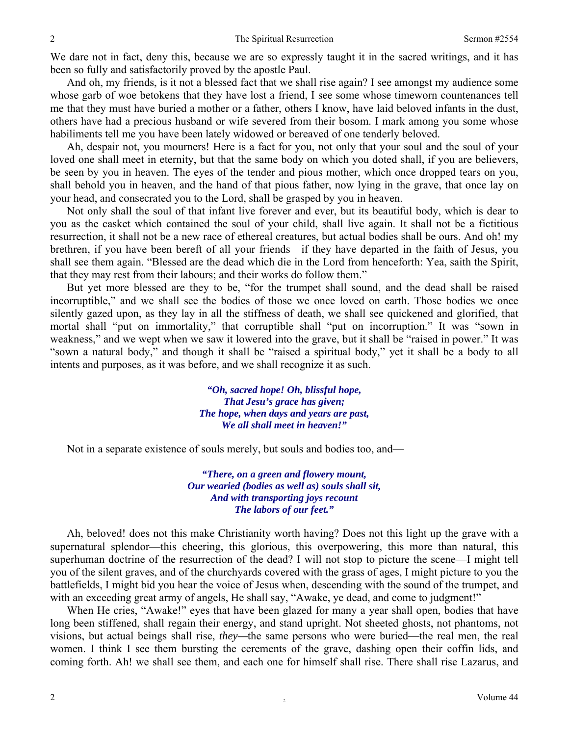We dare not in fact, deny this, because we are so expressly taught it in the sacred writings, and it has been so fully and satisfactorily proved by the apostle Paul.

And oh, my friends, is it not a blessed fact that we shall rise again? I see amongst my audience some whose garb of woe betokens that they have lost a friend, I see some whose timeworn countenances tell me that they must have buried a mother or a father, others I know, have laid beloved infants in the dust, others have had a precious husband or wife severed from their bosom. I mark among you some whose habiliments tell me you have been lately widowed or bereaved of one tenderly beloved.

Ah, despair not, you mourners! Here is a fact for you, not only that your soul and the soul of your loved one shall meet in eternity, but that the same body on which you doted shall, if you are believers, be seen by you in heaven. The eyes of the tender and pious mother, which once dropped tears on you, shall behold you in heaven, and the hand of that pious father, now lying in the grave, that once lay on your head, and consecrated you to the Lord, shall be grasped by you in heaven.

Not only shall the soul of that infant live forever and ever, but its beautiful body, which is dear to you as the casket which contained the soul of your child, shall live again. It shall not be a fictitious resurrection, it shall not be a new race of ethereal creatures, but actual bodies shall be ours. And oh! my brethren, if you have been bereft of all your friends—if they have departed in the faith of Jesus, you shall see them again. "Blessed are the dead which die in the Lord from henceforth: Yea, saith the Spirit, that they may rest from their labours; and their works do follow them."

But yet more blessed are they to be, "for the trumpet shall sound, and the dead shall be raised incorruptible," and we shall see the bodies of those we once loved on earth. Those bodies we once silently gazed upon, as they lay in all the stiffness of death, we shall see quickened and glorified, that mortal shall "put on immortality," that corruptible shall "put on incorruption." It was "sown in weakness," and we wept when we saw it lowered into the grave, but it shall be "raised in power." It was "sown a natural body," and though it shall be "raised a spiritual body," yet it shall be a body to all intents and purposes, as it was before, and we shall recognize it as such.

> ***"Oh, sacred hope! Oh, blissful hope,***
> ***That Jesu's grace has given;***
> ***The hope, when days and years are past,***
> ***We all shall meet in heaven!"***

Not in a separate existence of souls merely, but souls and bodies too, and—

> ***"There, on a green and flowery mount,***
> ***Our wearied (bodies as well as) souls shall sit,***
> ***And with transporting joys recount***
> ***The labors of our feet."***

Ah, beloved! does not this make Christianity worth having? Does not this light up the grave with a supernatural splendor—this cheering, this glorious, this overpowering, this more than natural, this superhuman doctrine of the resurrection of the dead? I will not stop to picture the scene—I might tell you of the silent graves, and of the churchyards covered with the grass of ages, I might picture to you the battlefields, I might bid you hear the voice of Jesus when, descending with the sound of the trumpet, and with an exceeding great army of angels, He shall say, "Awake, ye dead, and come to judgment!"

When He cries, "Awake!" eyes that have been glazed for many a year shall open, bodies that have long been stiffened, shall regain their energy, and stand upright. Not sheeted ghosts, not phantoms, not visions, but actual beings shall rise, *they*—the same persons who were buried—the real men, the real women. I think I see them bursting the cerements of the grave, dashing open their coffin lids, and coming forth. Ah! we shall see them, and each one for himself shall rise. There shall rise Lazarus, and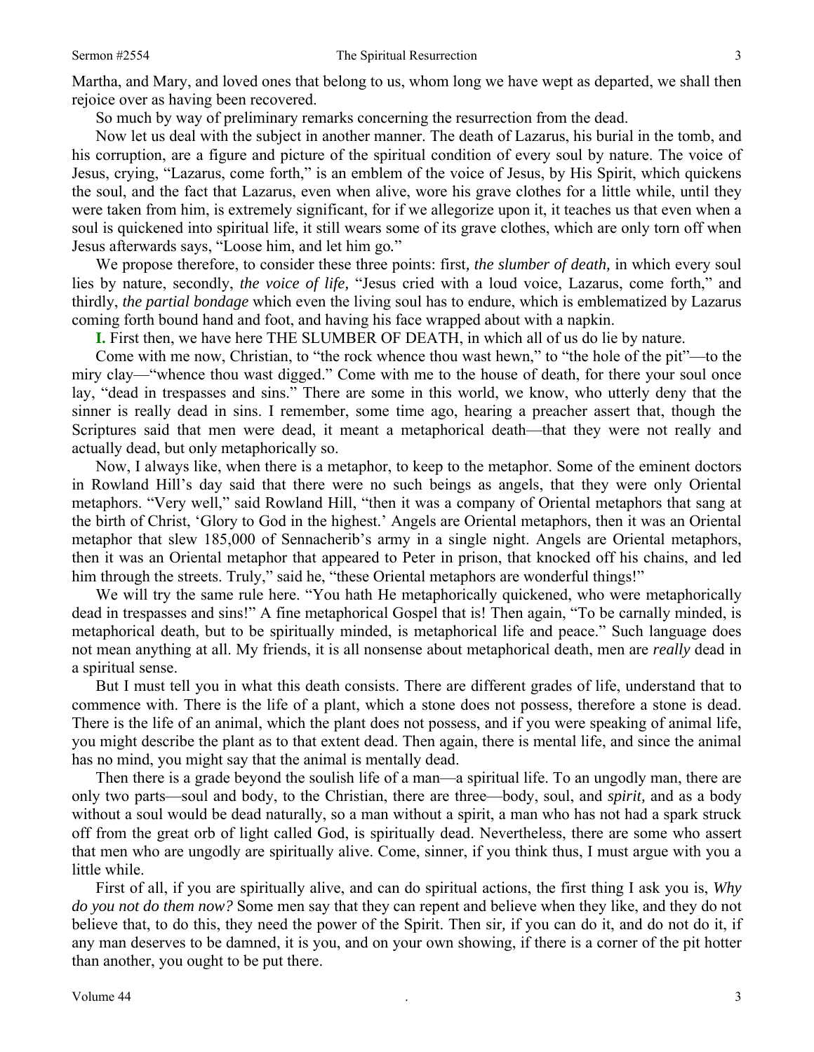Martha, and Mary, and loved ones that belong to us, whom long we have wept as departed, we shall then rejoice over as having been recovered.

So much by way of preliminary remarks concerning the resurrection from the dead.

Now let us deal with the subject in another manner. The death of Lazarus, his burial in the tomb, and his corruption, are a figure and picture of the spiritual condition of every soul by nature. The voice of Jesus, crying, "Lazarus, come forth," is an emblem of the voice of Jesus, by His Spirit, which quickens the soul, and the fact that Lazarus, even when alive, wore his grave clothes for a little while, until they were taken from him, is extremely significant, for if we allegorize upon it, it teaches us that even when a soul is quickened into spiritual life, it still wears some of its grave clothes, which are only torn off when Jesus afterwards says, "Loose him, and let him go."

We propose therefore, to consider these three points: first*, the slumber of death,* in which every soul lies by nature, secondly, *the voice of life,* "Jesus cried with a loud voice, Lazarus, come forth," and thirdly, *the partial bondage* which even the living soul has to endure, which is emblematized by Lazarus coming forth bound hand and foot, and having his face wrapped about with a napkin.

**I.** First then, we have here THE SLUMBER OF DEATH, in which all of us do lie by nature.

Come with me now, Christian, to "the rock whence thou wast hewn," to "the hole of the pit"—to the miry clay—"whence thou wast digged." Come with me to the house of death, for there your soul once lay, "dead in trespasses and sins." There are some in this world, we know, who utterly deny that the sinner is really dead in sins. I remember, some time ago, hearing a preacher assert that, though the Scriptures said that men were dead, it meant a metaphorical death—that they were not really and actually dead, but only metaphorically so.

Now, I always like, when there is a metaphor, to keep to the metaphor. Some of the eminent doctors in Rowland Hill's day said that there were no such beings as angels, that they were only Oriental metaphors. "Very well," said Rowland Hill, "then it was a company of Oriental metaphors that sang at the birth of Christ, 'Glory to God in the highest.' Angels are Oriental metaphors, then it was an Oriental metaphor that slew 185,000 of Sennacherib's army in a single night. Angels are Oriental metaphors, then it was an Oriental metaphor that appeared to Peter in prison, that knocked off his chains, and led him through the streets. Truly," said he, "these Oriental metaphors are wonderful things!"

We will try the same rule here. "You hath He metaphorically quickened, who were metaphorically dead in trespasses and sins!" A fine metaphorical Gospel that is! Then again, "To be carnally minded, is metaphorical death, but to be spiritually minded, is metaphorical life and peace." Such language does not mean anything at all. My friends, it is all nonsense about metaphorical death, men are *really* dead in a spiritual sense.

But I must tell you in what this death consists. There are different grades of life, understand that to commence with. There is the life of a plant, which a stone does not possess, therefore a stone is dead. There is the life of an animal, which the plant does not possess, and if you were speaking of animal life, you might describe the plant as to that extent dead. Then again, there is mental life, and since the animal has no mind, you might say that the animal is mentally dead.

Then there is a grade beyond the soulish life of a man—a spiritual life. To an ungodly man, there are only two parts—soul and body, to the Christian, there are three—body, soul, and *spirit,* and as a body without a soul would be dead naturally, so a man without a spirit, a man who has not had a spark struck off from the great orb of light called God, is spiritually dead. Nevertheless, there are some who assert that men who are ungodly are spiritually alive. Come, sinner, if you think thus, I must argue with you a little while.

First of all, if you are spiritually alive, and can do spiritual actions, the first thing I ask you is, *Why do you not do them now?* Some men say that they can repent and believe when they like, and they do not believe that, to do this, they need the power of the Spirit. Then sir*,* if you can do it, and do not do it, if any man deserves to be damned, it is you, and on your own showing, if there is a corner of the pit hotter than another, you ought to be put there.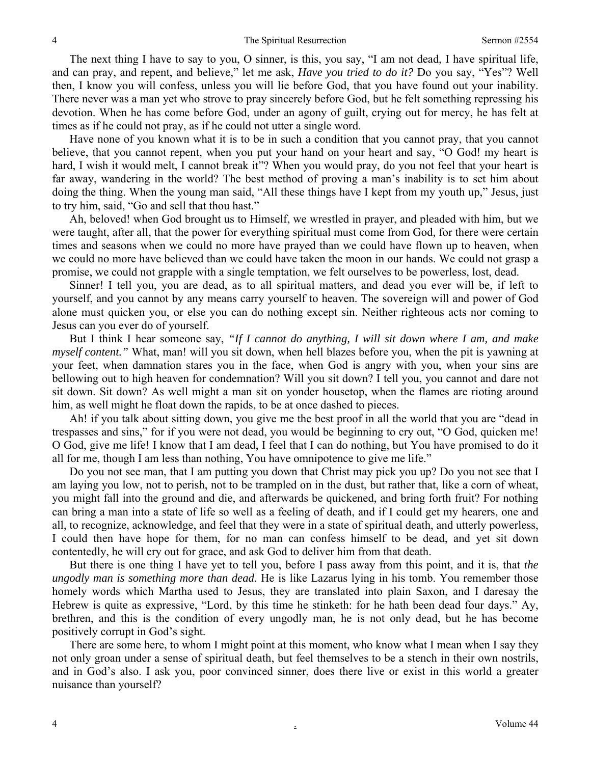The next thing I have to say to you, O sinner, is this, you say, "I am not dead, I have spiritual life, and can pray, and repent, and believe," let me ask, *Have you tried to do it?* Do you say, "Yes"? Well then, I know you will confess, unless you will lie before God, that you have found out your inability. There never was a man yet who strove to pray sincerely before God, but he felt something repressing his devotion. When he has come before God, under an agony of guilt, crying out for mercy, he has felt at times as if he could not pray, as if he could not utter a single word.

Have none of you known what it is to be in such a condition that you cannot pray, that you cannot believe, that you cannot repent, when you put your hand on your heart and say, "O God! my heart is hard, I wish it would melt, I cannot break it"? When you would pray, do you not feel that your heart is far away, wandering in the world? The best method of proving a man's inability is to set him about doing the thing. When the young man said, "All these things have I kept from my youth up," Jesus, just to try him, said, "Go and sell that thou hast."

Ah, beloved! when God brought us to Himself, we wrestled in prayer, and pleaded with him, but we were taught, after all, that the power for everything spiritual must come from God, for there were certain times and seasons when we could no more have prayed than we could have flown up to heaven, when we could no more have believed than we could have taken the moon in our hands. We could not grasp a promise, we could not grapple with a single temptation, we felt ourselves to be powerless, lost, dead.

Sinner! I tell you, you are dead, as to all spiritual matters, and dead you ever will be, if left to yourself, and you cannot by any means carry yourself to heaven. The sovereign will and power of God alone must quicken you, or else you can do nothing except sin. Neither righteous acts nor coming to Jesus can you ever do of yourself.

But I think I hear someone say, *"If I cannot do anything, I will sit down where I am, and make myself content."* What, man! will you sit down, when hell blazes before you, when the pit is yawning at your feet, when damnation stares you in the face, when God is angry with you, when your sins are bellowing out to high heaven for condemnation? Will you sit down? I tell you, you cannot and dare not sit down. Sit down? As well might a man sit on yonder housetop, when the flames are rioting around him, as well might he float down the rapids, to be at once dashed to pieces.

Ah! if you talk about sitting down, you give me the best proof in all the world that you are "dead in trespasses and sins," for if you were not dead, you would be beginning to cry out, "O God, quicken me! O God, give me life! I know that I am dead, I feel that I can do nothing, but You have promised to do it all for me, though I am less than nothing, You have omnipotence to give me life."

Do you not see man, that I am putting you down that Christ may pick you up? Do you not see that I am laying you low, not to perish, not to be trampled on in the dust, but rather that, like a corn of wheat, you might fall into the ground and die, and afterwards be quickened, and bring forth fruit? For nothing can bring a man into a state of life so well as a feeling of death, and if I could get my hearers, one and all, to recognize, acknowledge, and feel that they were in a state of spiritual death, and utterly powerless, I could then have hope for them, for no man can confess himself to be dead, and yet sit down contentedly, he will cry out for grace, and ask God to deliver him from that death.

But there is one thing I have yet to tell you, before I pass away from this point, and it is, that *the ungodly man is something more than dead.* He is like Lazarus lying in his tomb. You remember those homely words which Martha used to Jesus, they are translated into plain Saxon, and I daresay the Hebrew is quite as expressive, "Lord, by this time he stinketh: for he hath been dead four days." Ay, brethren, and this is the condition of every ungodly man, he is not only dead, but he has become positively corrupt in God's sight.

There are some here, to whom I might point at this moment, who know what I mean when I say they not only groan under a sense of spiritual death, but feel themselves to be a stench in their own nostrils, and in God's also. I ask you, poor convinced sinner, does there live or exist in this world a greater nuisance than yourself?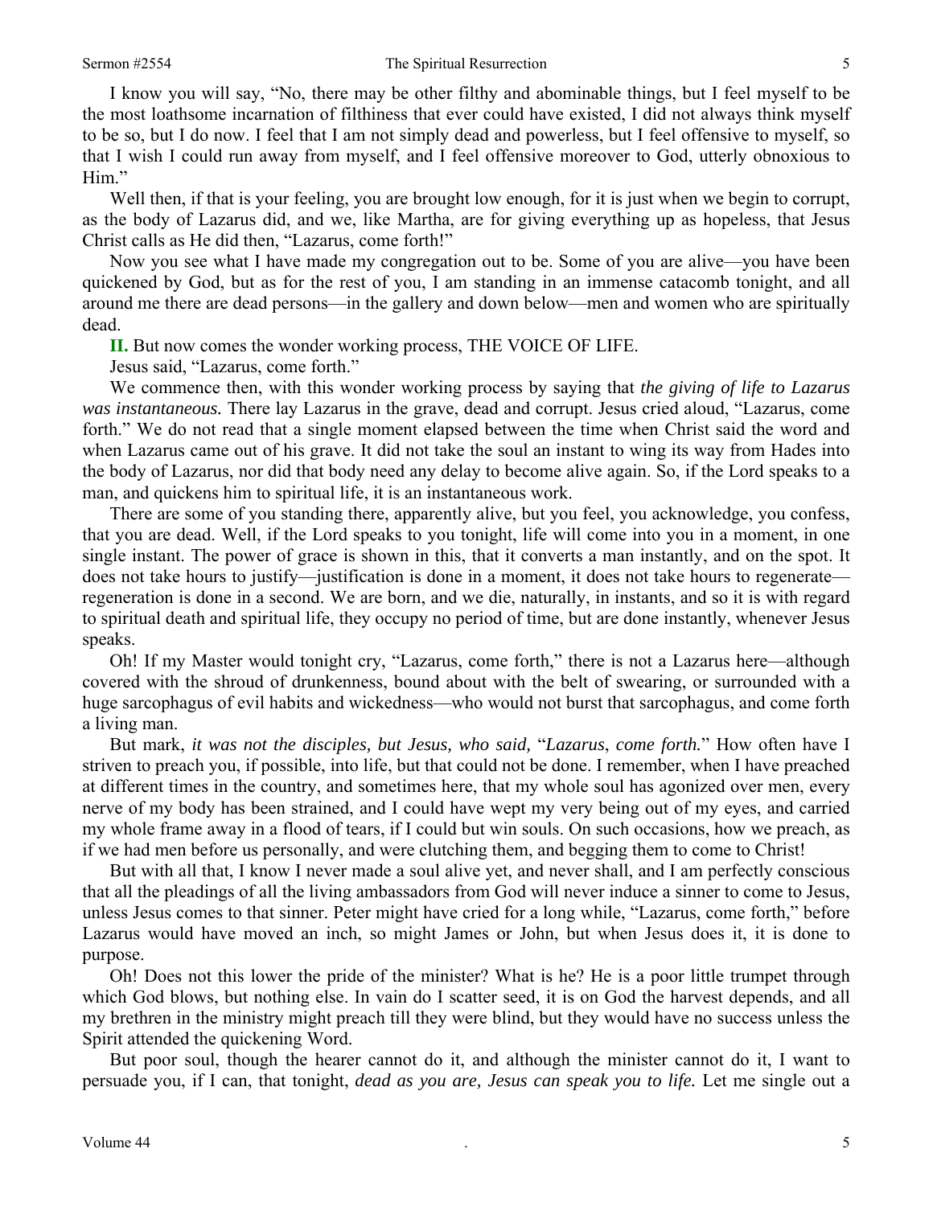I know you will say, "No, there may be other filthy and abominable things, but I feel myself to be the most loathsome incarnation of filthiness that ever could have existed, I did not always think myself to be so, but I do now. I feel that I am not simply dead and powerless, but I feel offensive to myself, so that I wish I could run away from myself, and I feel offensive moreover to God, utterly obnoxious to Him."

Well then, if that is your feeling, you are brought low enough, for it is just when we begin to corrupt, as the body of Lazarus did, and we, like Martha, are for giving everything up as hopeless, that Jesus Christ calls as He did then, "Lazarus, come forth!"

Now you see what I have made my congregation out to be. Some of you are alive—you have been quickened by God, but as for the rest of you, I am standing in an immense catacomb tonight, and all around me there are dead persons—in the gallery and down below—men and women who are spiritually dead.

**II.** But now comes the wonder working process, THE VOICE OF LIFE.

Jesus said, "Lazarus, come forth."

We commence then, with this wonder working process by saying that *the giving of life to Lazarus was instantaneous.* There lay Lazarus in the grave, dead and corrupt. Jesus cried aloud, "Lazarus, come forth." We do not read that a single moment elapsed between the time when Christ said the word and when Lazarus came out of his grave. It did not take the soul an instant to wing its way from Hades into the body of Lazarus, nor did that body need any delay to become alive again. So, if the Lord speaks to a man, and quickens him to spiritual life, it is an instantaneous work.

There are some of you standing there, apparently alive, but you feel, you acknowledge, you confess, that you are dead. Well, if the Lord speaks to you tonight, life will come into you in a moment, in one single instant. The power of grace is shown in this, that it converts a man instantly, and on the spot. It does not take hours to justify—justification is done in a moment, it does not take hours to regenerate—regeneration is done in a second. We are born, and we die, naturally, in instants, and so it is with regard to spiritual death and spiritual life, they occupy no period of time, but are done instantly, whenever Jesus speaks.

Oh! If my Master would tonight cry, "Lazarus, come forth," there is not a Lazarus here—although covered with the shroud of drunkenness, bound about with the belt of swearing, or surrounded with a huge sarcophagus of evil habits and wickedness—who would not burst that sarcophagus, and come forth a living man.

But mark, *it was not the disciples, but Jesus, who said,* "*Lazarus*, *come forth.*" How often have I striven to preach you, if possible, into life, but that could not be done. I remember, when I have preached at different times in the country, and sometimes here, that my whole soul has agonized over men, every nerve of my body has been strained, and I could have wept my very being out of my eyes, and carried my whole frame away in a flood of tears, if I could but win souls. On such occasions, how we preach, as if we had men before us personally, and were clutching them, and begging them to come to Christ!

But with all that, I know I never made a soul alive yet, and never shall, and I am perfectly conscious that all the pleadings of all the living ambassadors from God will never induce a sinner to come to Jesus, unless Jesus comes to that sinner. Peter might have cried for a long while, "Lazarus, come forth," before Lazarus would have moved an inch, so might James or John, but when Jesus does it, it is done to purpose.

Oh! Does not this lower the pride of the minister? What is he? He is a poor little trumpet through which God blows, but nothing else. In vain do I scatter seed, it is on God the harvest depends, and all my brethren in the ministry might preach till they were blind, but they would have no success unless the Spirit attended the quickening Word.

But poor soul, though the hearer cannot do it, and although the minister cannot do it, I want to persuade you, if I can, that tonight, *dead as you are, Jesus can speak you to life.* Let me single out a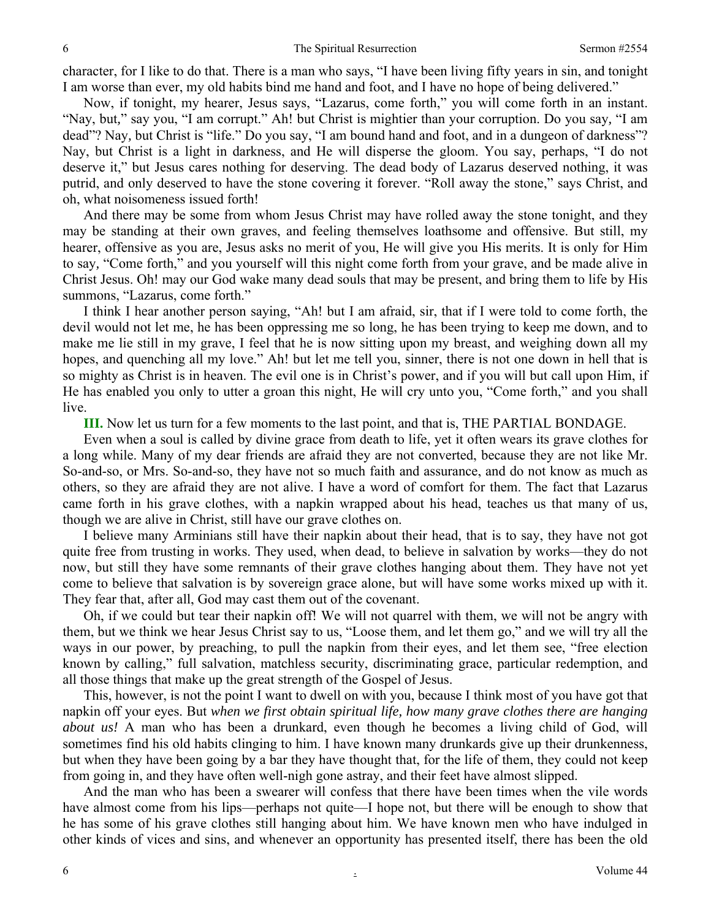character, for I like to do that. There is a man who says, "I have been living fifty years in sin, and tonight I am worse than ever, my old habits bind me hand and foot, and I have no hope of being delivered."

Now, if tonight, my hearer, Jesus says, "Lazarus, come forth," you will come forth in an instant. "Nay, but," say you, "I am corrupt." Ah! but Christ is mightier than your corruption. Do you say, "I am dead"? Nay, but Christ is "life." Do you say, "I am bound hand and foot, and in a dungeon of darkness"? Nay, but Christ is a light in darkness, and He will disperse the gloom. You say, perhaps, "I do not deserve it," but Jesus cares nothing for deserving. The dead body of Lazarus deserved nothing, it was putrid, and only deserved to have the stone covering it forever. "Roll away the stone," says Christ, and oh, what noisomeness issued forth!

And there may be some from whom Jesus Christ may have rolled away the stone tonight, and they may be standing at their own graves, and feeling themselves loathsome and offensive. But still, my hearer, offensive as you are, Jesus asks no merit of you, He will give you His merits. It is only for Him to say, "Come forth," and you yourself will this night come forth from your grave, and be made alive in Christ Jesus. Oh! may our God wake many dead souls that may be present, and bring them to life by His summons, "Lazarus, come forth."

I think I hear another person saying, "Ah! but I am afraid, sir, that if I were told to come forth, the devil would not let me, he has been oppressing me so long, he has been trying to keep me down, and to make me lie still in my grave, I feel that he is now sitting upon my breast, and weighing down all my hopes, and quenching all my love." Ah! but let me tell you, sinner, there is not one down in hell that is so mighty as Christ is in heaven. The evil one is in Christ's power, and if you will but call upon Him, if He has enabled you only to utter a groan this night, He will cry unto you, "Come forth," and you shall live.

**III.** Now let us turn for a few moments to the last point, and that is, THE PARTIAL BONDAGE.

Even when a soul is called by divine grace from death to life, yet it often wears its grave clothes for a long while. Many of my dear friends are afraid they are not converted, because they are not like Mr. So-and-so, or Mrs. So-and-so, they have not so much faith and assurance, and do not know as much as others, so they are afraid they are not alive. I have a word of comfort for them. The fact that Lazarus came forth in his grave clothes, with a napkin wrapped about his head, teaches us that many of us, though we are alive in Christ, still have our grave clothes on.

I believe many Arminians still have their napkin about their head, that is to say, they have not got quite free from trusting in works. They used, when dead, to believe in salvation by works—they do not now, but still they have some remnants of their grave clothes hanging about them. They have not yet come to believe that salvation is by sovereign grace alone, but will have some works mixed up with it. They fear that, after all, God may cast them out of the covenant.

Oh, if we could but tear their napkin off! We will not quarrel with them, we will not be angry with them, but we think we hear Jesus Christ say to us, "Loose them, and let them go," and we will try all the ways in our power, by preaching, to pull the napkin from their eyes, and let them see, "free election known by calling," full salvation, matchless security, discriminating grace, particular redemption, and all those things that make up the great strength of the Gospel of Jesus.

This, however, is not the point I want to dwell on with you, because I think most of you have got that napkin off your eyes. But *when we first obtain spiritual life, how many grave clothes there are hanging about us!* A man who has been a drunkard, even though he becomes a living child of God, will sometimes find his old habits clinging to him. I have known many drunkards give up their drunkenness, but when they have been going by a bar they have thought that, for the life of them, they could not keep from going in, and they have often well-nigh gone astray, and their feet have almost slipped.

And the man who has been a swearer will confess that there have been times when the vile words have almost come from his lips—perhaps not quite—I hope not, but there will be enough to show that he has some of his grave clothes still hanging about him. We have known men who have indulged in other kinds of vices and sins, and whenever an opportunity has presented itself, there has been the old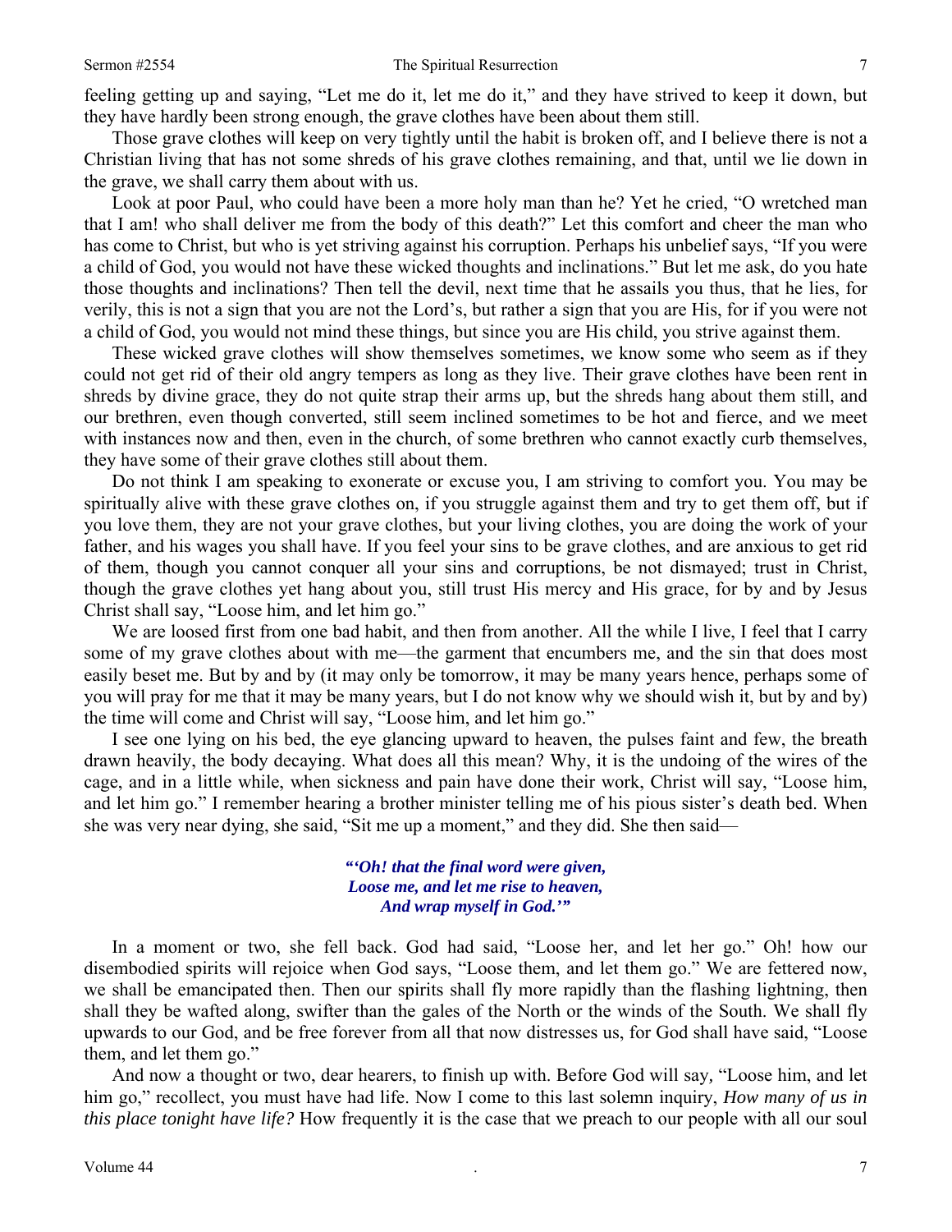feeling getting up and saying, "Let me do it, let me do it," and they have strived to keep it down, but they have hardly been strong enough, the grave clothes have been about them still.

Those grave clothes will keep on very tightly until the habit is broken off, and I believe there is not a Christian living that has not some shreds of his grave clothes remaining, and that, until we lie down in the grave, we shall carry them about with us.

Look at poor Paul, who could have been a more holy man than he? Yet he cried, "O wretched man that I am! who shall deliver me from the body of this death?" Let this comfort and cheer the man who has come to Christ, but who is yet striving against his corruption. Perhaps his unbelief says, "If you were a child of God, you would not have these wicked thoughts and inclinations." But let me ask, do you hate those thoughts and inclinations? Then tell the devil, next time that he assails you thus, that he lies, for verily, this is not a sign that you are not the Lord's, but rather a sign that you are His, for if you were not a child of God, you would not mind these things, but since you are His child, you strive against them.

These wicked grave clothes will show themselves sometimes, we know some who seem as if they could not get rid of their old angry tempers as long as they live. Their grave clothes have been rent in shreds by divine grace, they do not quite strap their arms up, but the shreds hang about them still, and our brethren, even though converted, still seem inclined sometimes to be hot and fierce, and we meet with instances now and then, even in the church, of some brethren who cannot exactly curb themselves, they have some of their grave clothes still about them.

Do not think I am speaking to exonerate or excuse you, I am striving to comfort you. You may be spiritually alive with these grave clothes on, if you struggle against them and try to get them off, but if you love them, they are not your grave clothes, but your living clothes, you are doing the work of your father, and his wages you shall have. If you feel your sins to be grave clothes, and are anxious to get rid of them, though you cannot conquer all your sins and corruptions, be not dismayed; trust in Christ, though the grave clothes yet hang about you, still trust His mercy and His grace, for by and by Jesus Christ shall say, "Loose him, and let him go."

We are loosed first from one bad habit, and then from another. All the while I live, I feel that I carry some of my grave clothes about with me—the garment that encumbers me, and the sin that does most easily beset me. But by and by (it may only be tomorrow, it may be many years hence, perhaps some of you will pray for me that it may be many years, but I do not know why we should wish it, but by and by) the time will come and Christ will say, "Loose him, and let him go."

I see one lying on his bed, the eye glancing upward to heaven, the pulses faint and few, the breath drawn heavily, the body decaying. What does all this mean? Why, it is the undoing of the wires of the cage, and in a little while, when sickness and pain have done their work, Christ will say, "Loose him, and let him go." I remember hearing a brother minister telling me of his pious sister's death bed. When she was very near dying, she said, "Sit me up a moment," and they did. She then said—

> ***"'Oh! that the final word were given,***
> ***Loose me, and let me rise to heaven,***
> ***And wrap myself in God.'"***

In a moment or two, she fell back. God had said, "Loose her, and let her go." Oh! how our disembodied spirits will rejoice when God says, "Loose them, and let them go." We are fettered now, we shall be emancipated then. Then our spirits shall fly more rapidly than the flashing lightning, then shall they be wafted along, swifter than the gales of the North or the winds of the South. We shall fly upwards to our God, and be free forever from all that now distresses us, for God shall have said, "Loose them, and let them go."

And now a thought or two, dear hearers, to finish up with. Before God will say, "Loose him, and let him go," recollect, you must have had life. Now I come to this last solemn inquiry, *How many of us in this place tonight have life?* How frequently it is the case that we preach to our people with all our soul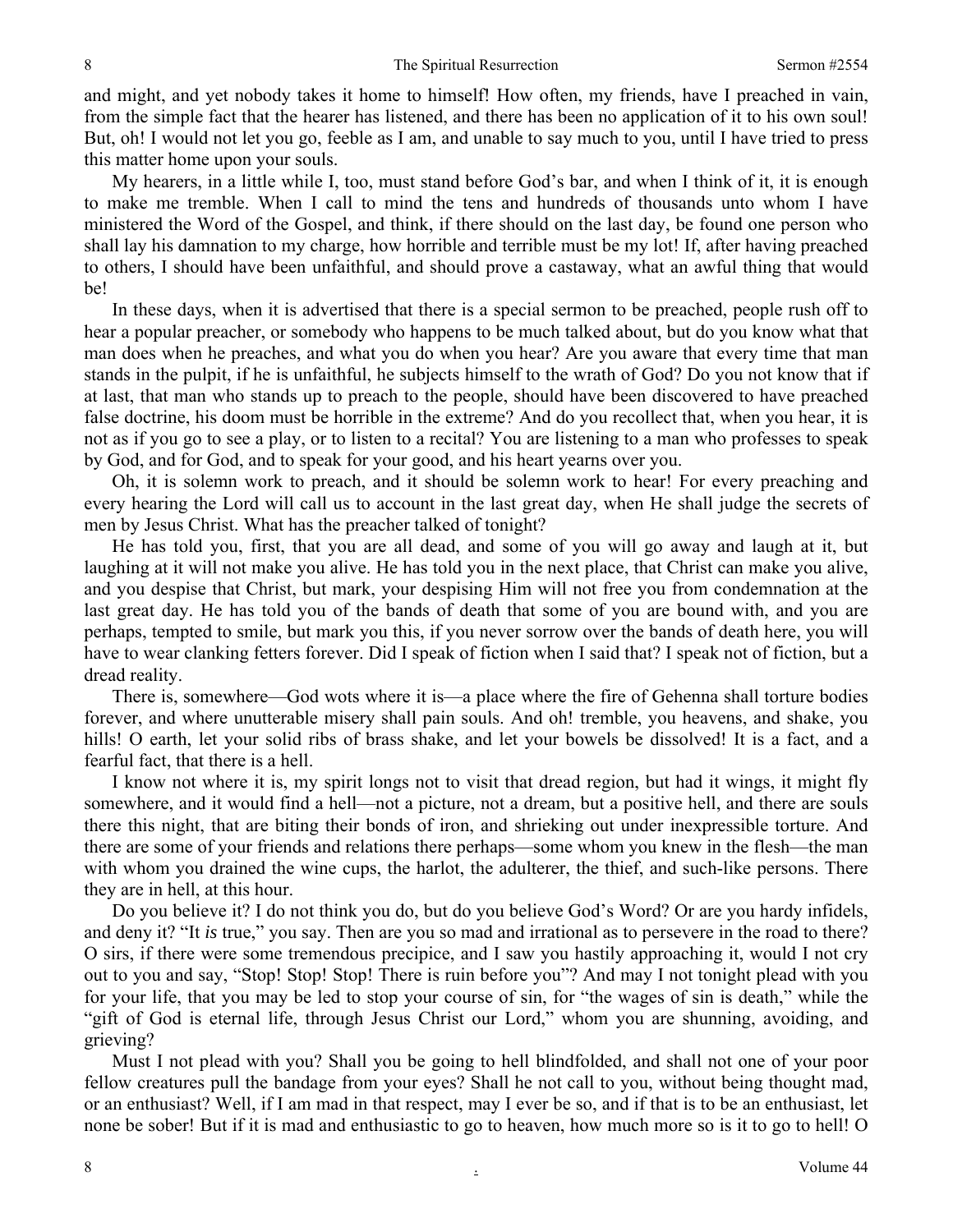and might, and yet nobody takes it home to himself! How often, my friends, have I preached in vain, from the simple fact that the hearer has listened, and there has been no application of it to his own soul! But, oh! I would not let you go, feeble as I am, and unable to say much to you, until I have tried to press this matter home upon your souls.

My hearers, in a little while I, too, must stand before God's bar, and when I think of it, it is enough to make me tremble. When I call to mind the tens and hundreds of thousands unto whom I have ministered the Word of the Gospel, and think, if there should on the last day, be found one person who shall lay his damnation to my charge, how horrible and terrible must be my lot! If, after having preached to others, I should have been unfaithful, and should prove a castaway, what an awful thing that would be!

In these days, when it is advertised that there is a special sermon to be preached, people rush off to hear a popular preacher, or somebody who happens to be much talked about, but do you know what that man does when he preaches, and what you do when you hear? Are you aware that every time that man stands in the pulpit, if he is unfaithful, he subjects himself to the wrath of God? Do you not know that if at last, that man who stands up to preach to the people, should have been discovered to have preached false doctrine, his doom must be horrible in the extreme? And do you recollect that, when you hear, it is not as if you go to see a play, or to listen to a recital? You are listening to a man who professes to speak by God, and for God, and to speak for your good, and his heart yearns over you.

Oh, it is solemn work to preach, and it should be solemn work to hear! For every preaching and every hearing the Lord will call us to account in the last great day, when He shall judge the secrets of men by Jesus Christ. What has the preacher talked of tonight?

He has told you, first, that you are all dead, and some of you will go away and laugh at it, but laughing at it will not make you alive. He has told you in the next place, that Christ can make you alive, and you despise that Christ, but mark, your despising Him will not free you from condemnation at the last great day. He has told you of the bands of death that some of you are bound with, and you are perhaps, tempted to smile, but mark you this, if you never sorrow over the bands of death here, you will have to wear clanking fetters forever. Did I speak of fiction when I said that? I speak not of fiction, but a dread reality.

There is, somewhere—God wots where it is—a place where the fire of Gehenna shall torture bodies forever, and where unutterable misery shall pain souls. And oh! tremble, you heavens, and shake, you hills! O earth, let your solid ribs of brass shake, and let your bowels be dissolved! It is a fact, and a fearful fact, that there is a hell.

I know not where it is, my spirit longs not to visit that dread region, but had it wings, it might fly somewhere, and it would find a hell—not a picture, not a dream, but a positive hell, and there are souls there this night, that are biting their bonds of iron, and shrieking out under inexpressible torture. And there are some of your friends and relations there perhaps—some whom you knew in the flesh—the man with whom you drained the wine cups, the harlot, the adulterer, the thief, and such-like persons. There they are in hell, at this hour.

Do you believe it? I do not think you do, but do you believe God's Word? Or are you hardy infidels, and deny it? "It *is* true," you say. Then are you so mad and irrational as to persevere in the road to there? O sirs, if there were some tremendous precipice, and I saw you hastily approaching it, would I not cry out to you and say, "Stop! Stop! Stop! There is ruin before you"? And may I not tonight plead with you for your life, that you may be led to stop your course of sin, for "the wages of sin is death," while the "gift of God is eternal life, through Jesus Christ our Lord," whom you are shunning, avoiding, and grieving?

Must I not plead with you? Shall you be going to hell blindfolded, and shall not one of your poor fellow creatures pull the bandage from your eyes? Shall he not call to you, without being thought mad, or an enthusiast? Well, if I am mad in that respect, may I ever be so, and if that is to be an enthusiast, let none be sober! But if it is mad and enthusiastic to go to heaven, how much more so is it to go to hell! O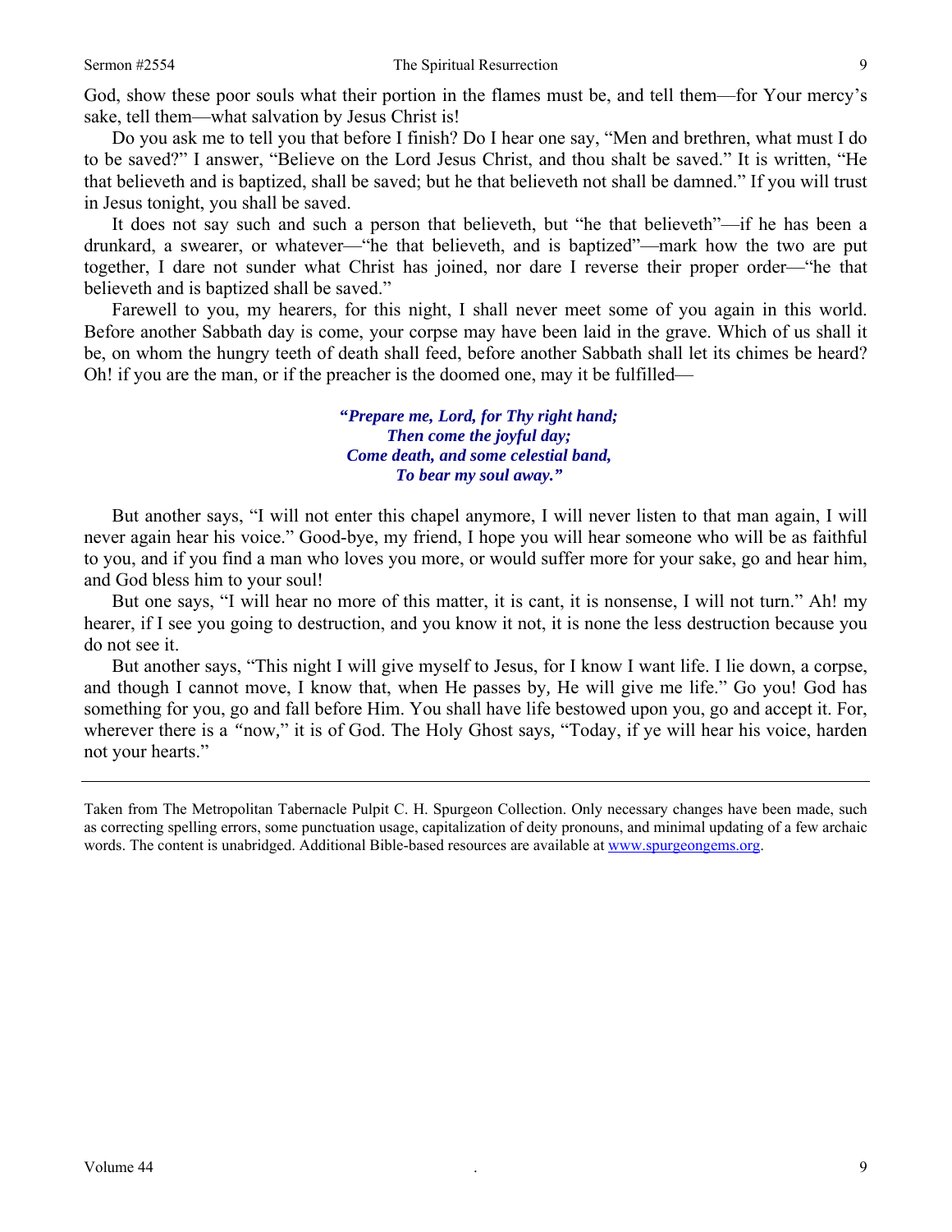God, show these poor souls what their portion in the flames must be, and tell them—for Your mercy's sake, tell them—what salvation by Jesus Christ is!

Do you ask me to tell you that before I finish? Do I hear one say, "Men and brethren, what must I do to be saved?" I answer, "Believe on the Lord Jesus Christ, and thou shalt be saved." It is written, "He that believeth and is baptized, shall be saved; but he that believeth not shall be damned." If you will trust in Jesus tonight, you shall be saved.

It does not say such and such a person that believeth, but "he that believeth"—if he has been a drunkard, a swearer, or whatever—"he that believeth, and is baptized"—mark how the two are put together, I dare not sunder what Christ has joined, nor dare I reverse their proper order—"he that believeth and is baptized shall be saved."

Farewell to you, my hearers, for this night, I shall never meet some of you again in this world. Before another Sabbath day is come, your corpse may have been laid in the grave. Which of us shall it be, on whom the hungry teeth of death shall feed, before another Sabbath shall let its chimes be heard? Oh! if you are the man, or if the preacher is the doomed one, may it be fulfilled—

> ***"Prepare me, Lord, for Thy right hand;***
> ***Then come the joyful day;***
> ***Come death, and some celestial band,***
> ***To bear my soul away."***

But another says, "I will not enter this chapel anymore, I will never listen to that man again, I will never again hear his voice." Good-bye, my friend, I hope you will hear someone who will be as faithful to you, and if you find a man who loves you more, or would suffer more for your sake, go and hear him, and God bless him to your soul!

But one says, "I will hear no more of this matter, it is cant, it is nonsense, I will not turn." Ah! my hearer, if I see you going to destruction, and you know it not, it is none the less destruction because you do not see it.

But another says, "This night I will give myself to Jesus, for I know I want life. I lie down, a corpse, and though I cannot move, I know that, when He passes by, He will give me life." Go you! God has something for you, go and fall before Him. You shall have life bestowed upon you, go and accept it. For, wherever there is a "now," it is of God. The Holy Ghost says, "Today, if ye will hear his voice, harden not your hearts."

---

Taken from The Metropolitan Tabernacle Pulpit C. H. Spurgeon Collection. Only necessary changes have been made, such as correcting spelling errors, some punctuation usage, capitalization of deity pronouns, and minimal updating of a few archaic words. The content is unabridged. Additional Bible-based resources are available at [www.spurgeongems.org](http://www.spurgeongems.org).